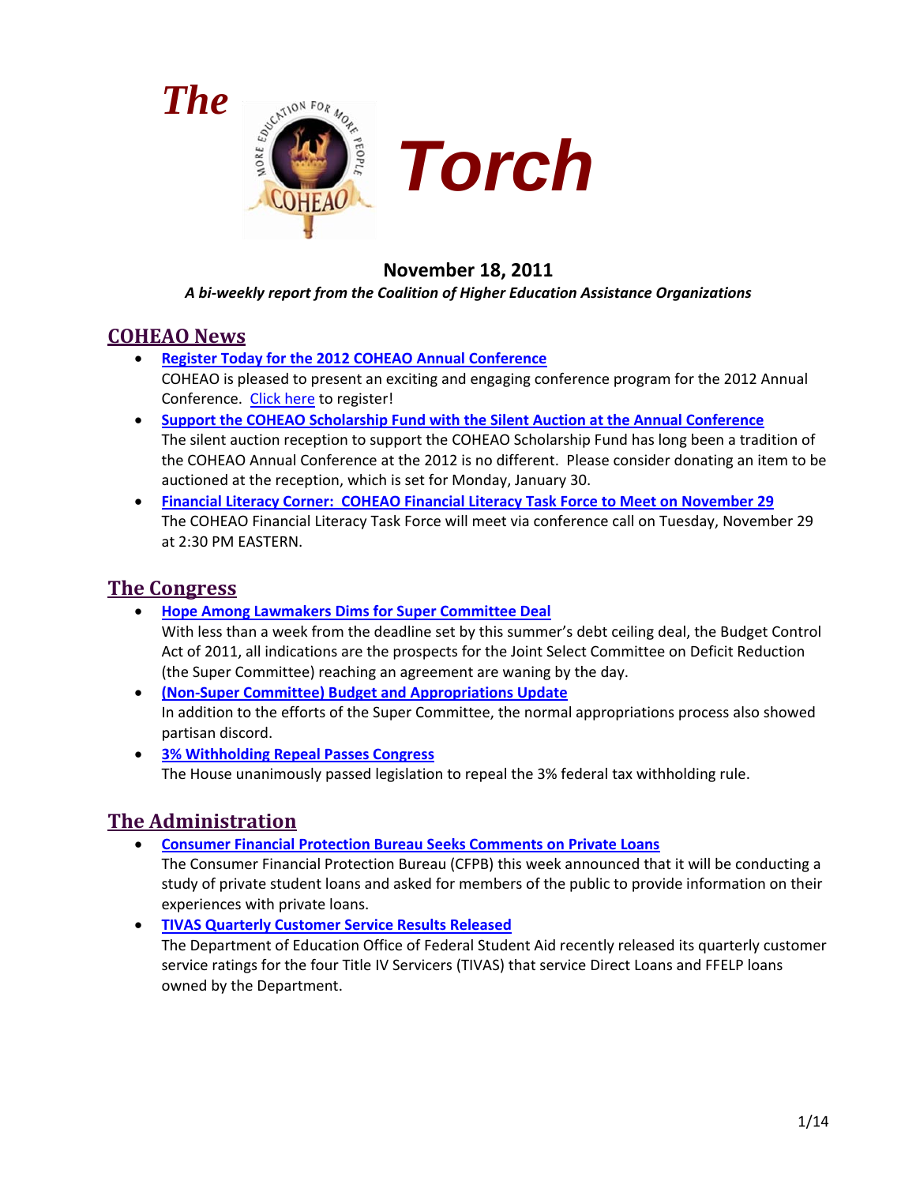# The Torch

**November 18, 2011**

***A bi-weekly report from the Coalition of Higher Education Assistance Organizations***

## COHEAO News

- **Register Today for the 2012 COHEAO Annual Conference**
  COHEAO is pleased to present an exciting and engaging conference program for the 2012 Annual Conference. Click here to register!
- **Support the COHEAO Scholarship Fund with the Silent Auction at the Annual Conference**
  The silent auction reception to support the COHEAO Scholarship Fund has long been a tradition of the COHEAO Annual Conference at the 2012 is no different. Please consider donating an item to be auctioned at the reception, which is set for Monday, January 30.
- **Financial Literacy Corner: COHEAO Financial Literacy Task Force to Meet on November 29**
  The COHEAO Financial Literacy Task Force will meet via conference call on Tuesday, November 29 at 2:30 PM EASTERN.

## The Congress

- **Hope Among Lawmakers Dims for Super Committee Deal**
  With less than a week from the deadline set by this summer's debt ceiling deal, the Budget Control Act of 2011, all indications are the prospects for the Joint Select Committee on Deficit Reduction (the Super Committee) reaching an agreement are waning by the day.
- **(Non-Super Committee) Budget and Appropriations Update**
  In addition to the efforts of the Super Committee, the normal appropriations process also showed partisan discord.
- **3% Withholding Repeal Passes Congress**
  The House unanimously passed legislation to repeal the 3% federal tax withholding rule.

## The Administration

- **Consumer Financial Protection Bureau Seeks Comments on Private Loans**
  The Consumer Financial Protection Bureau (CFPB) this week announced that it will be conducting a study of private student loans and asked for members of the public to provide information on their experiences with private loans.
- **TIVAS Quarterly Customer Service Results Released**
  The Department of Education Office of Federal Student Aid recently released its quarterly customer service ratings for the four Title IV Servicers (TIVAS) that service Direct Loans and FFELP loans owned by the Department.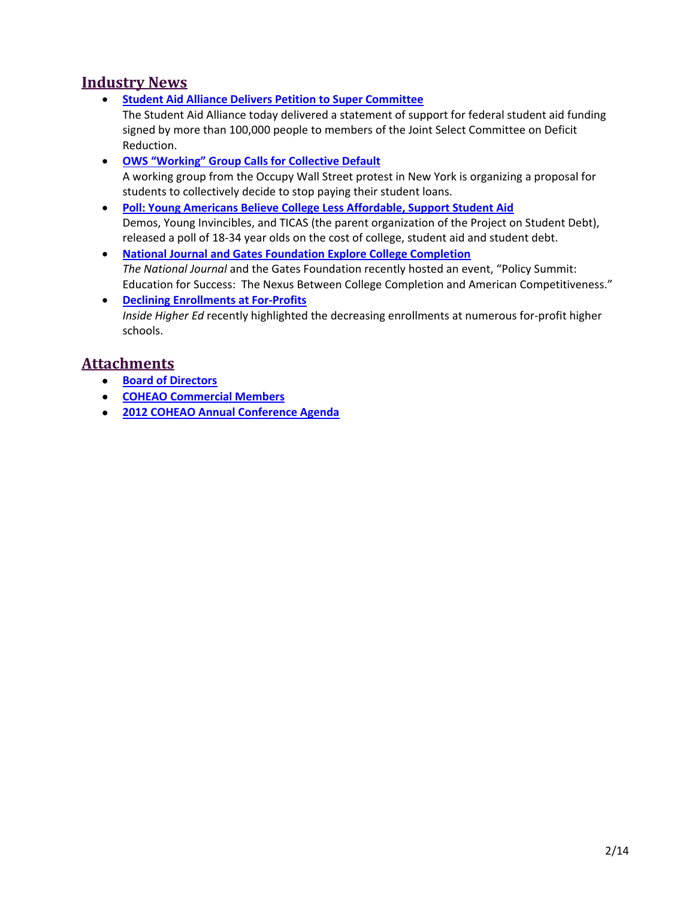## Industry News

- **Student Aid Alliance Delivers Petition to Super Committee**
  The Student Aid Alliance today delivered a statement of support for federal student aid funding signed by more than 100,000 people to members of the Joint Select Committee on Deficit Reduction.
- **OWS "Working" Group Calls for Collective Default**
  A working group from the Occupy Wall Street protest in New York is organizing a proposal for students to collectively decide to stop paying their student loans.
- **Poll: Young Americans Believe College Less Affordable, Support Student Aid**
  Demos, Young Invincibles, and TICAS (the parent organization of the Project on Student Debt), released a poll of 18-34 year olds on the cost of college, student aid and student debt.
- **National Journal and Gates Foundation Explore College Completion**
  *The National Journal* and the Gates Foundation recently hosted an event, "Policy Summit: Education for Success: The Nexus Between College Completion and American Competitiveness."
- **Declining Enrollments at For-Profits**
  *Inside Higher Ed* recently highlighted the decreasing enrollments at numerous for-profit higher schools.

## Attachments

- **Board of Directors**
- **COHEAO Commercial Members**
- **2012 COHEAO Annual Conference Agenda**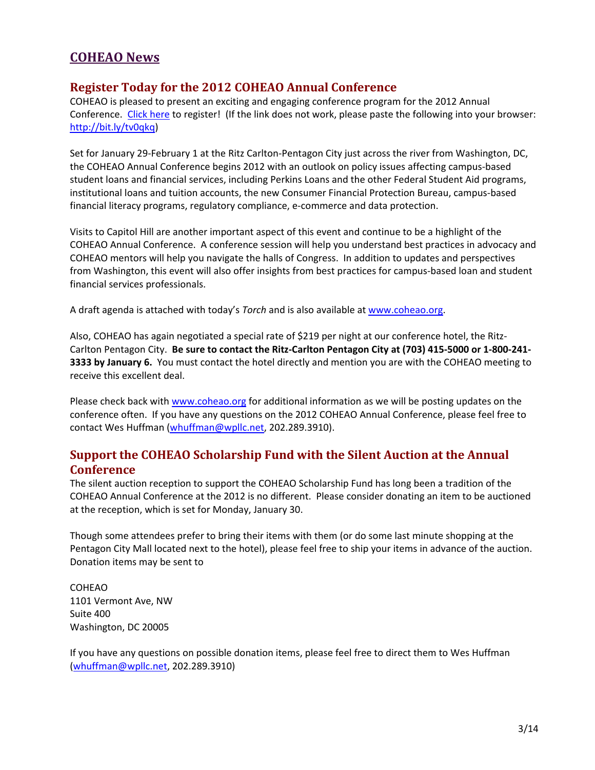# COHEAO News

## Register Today for the 2012 COHEAO Annual Conference

COHEAO is pleased to present an exciting and engaging conference program for the 2012 Annual Conference. Click here to register! (If the link does not work, please paste the following into your browser: http://bit.ly/tv0qkq)

Set for January 29-February 1 at the Ritz Carlton-Pentagon City just across the river from Washington, DC, the COHEAO Annual Conference begins 2012 with an outlook on policy issues affecting campus-based student loans and financial services, including Perkins Loans and the other Federal Student Aid programs, institutional loans and tuition accounts, the new Consumer Financial Protection Bureau, campus-based financial literacy programs, regulatory compliance, e-commerce and data protection.

Visits to Capitol Hill are another important aspect of this event and continue to be a highlight of the COHEAO Annual Conference. A conference session will help you understand best practices in advocacy and COHEAO mentors will help you navigate the halls of Congress. In addition to updates and perspectives from Washington, this event will also offer insights from best practices for campus-based loan and student financial services professionals.

A draft agenda is attached with today's *Torch* and is also available at www.coheao.org.

Also, COHEAO has again negotiated a special rate of $219 per night at our conference hotel, the Ritz-Carlton Pentagon City. **Be sure to contact the Ritz-Carlton Pentagon City at (703) 415-5000 or 1-800-241-3333 by January 6.** You must contact the hotel directly and mention you are with the COHEAO meeting to receive this excellent deal.

Please check back with www.coheao.org for additional information as we will be posting updates on the conference often. If you have any questions on the 2012 COHEAO Annual Conference, please feel free to contact Wes Huffman (whuffman@wpllc.net, 202.289.3910).

## Support the COHEAO Scholarship Fund with the Silent Auction at the Annual Conference

The silent auction reception to support the COHEAO Scholarship Fund has long been a tradition of the COHEAO Annual Conference at the 2012 is no different. Please consider donating an item to be auctioned at the reception, which is set for Monday, January 30.

Though some attendees prefer to bring their items with them (or do some last minute shopping at the Pentagon City Mall located next to the hotel), please feel free to ship your items in advance of the auction. Donation items may be sent to

COHEAO
1101 Vermont Ave, NW
Suite 400
Washington, DC 20005

If you have any questions on possible donation items, please feel free to direct them to Wes Huffman (whuffman@wpllc.net, 202.289.3910)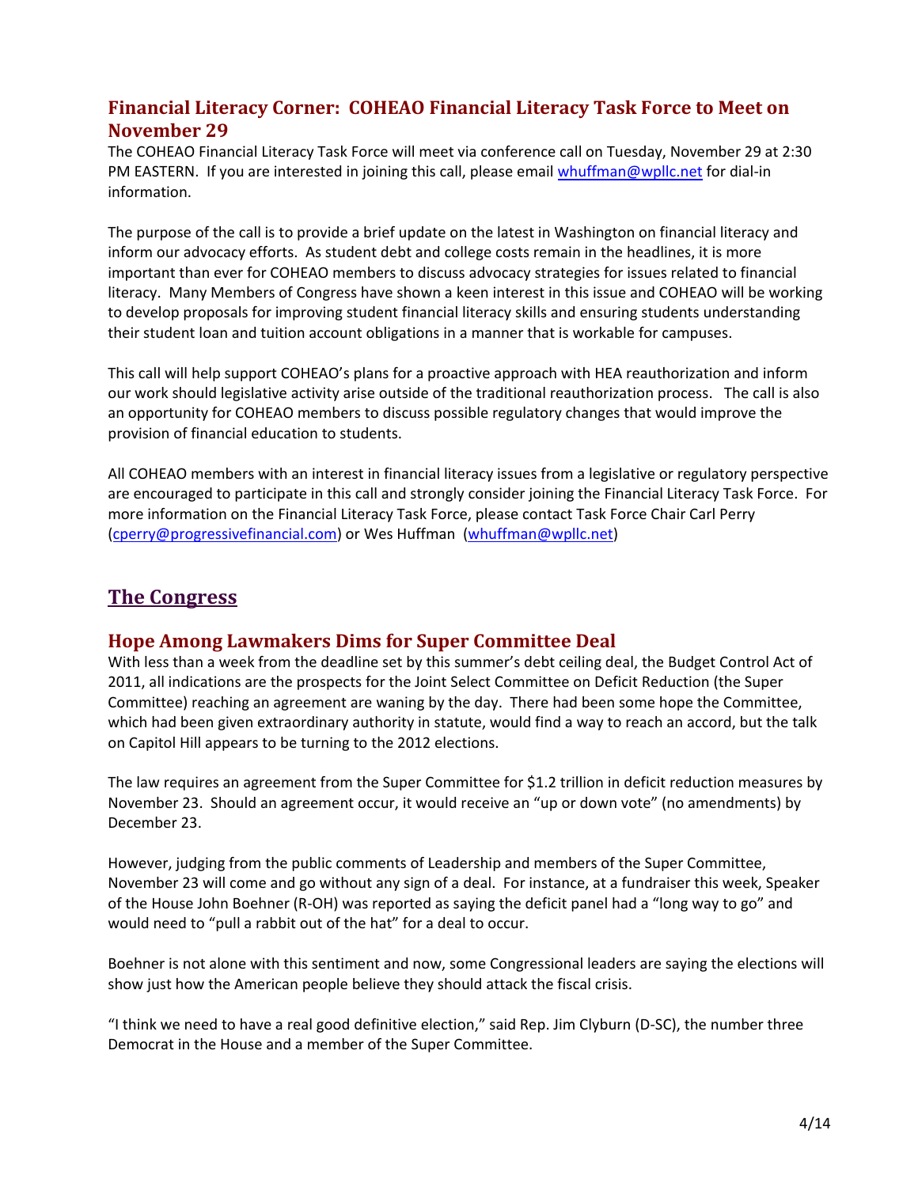## Financial Literacy Corner: COHEAO Financial Literacy Task Force to Meet on November 29

The COHEAO Financial Literacy Task Force will meet via conference call on Tuesday, November 29 at 2:30 PM EASTERN. If you are interested in joining this call, please email whuffman@wpllc.net for dial-in information.

The purpose of the call is to provide a brief update on the latest in Washington on financial literacy and inform our advocacy efforts. As student debt and college costs remain in the headlines, it is more important than ever for COHEAO members to discuss advocacy strategies for issues related to financial literacy. Many Members of Congress have shown a keen interest in this issue and COHEAO will be working to develop proposals for improving student financial literacy skills and ensuring students understanding their student loan and tuition account obligations in a manner that is workable for campuses.

This call will help support COHEAO's plans for a proactive approach with HEA reauthorization and inform our work should legislative activity arise outside of the traditional reauthorization process. The call is also an opportunity for COHEAO members to discuss possible regulatory changes that would improve the provision of financial education to students.

All COHEAO members with an interest in financial literacy issues from a legislative or regulatory perspective are encouraged to participate in this call and strongly consider joining the Financial Literacy Task Force. For more information on the Financial Literacy Task Force, please contact Task Force Chair Carl Perry (cperry@progressivefinancial.com) or Wes Huffman (whuffman@wpllc.net)

# The Congress

## Hope Among Lawmakers Dims for Super Committee Deal

With less than a week from the deadline set by this summer's debt ceiling deal, the Budget Control Act of 2011, all indications are the prospects for the Joint Select Committee on Deficit Reduction (the Super Committee) reaching an agreement are waning by the day. There had been some hope the Committee, which had been given extraordinary authority in statute, would find a way to reach an accord, but the talk on Capitol Hill appears to be turning to the 2012 elections.

The law requires an agreement from the Super Committee for $1.2 trillion in deficit reduction measures by November 23. Should an agreement occur, it would receive an "up or down vote" (no amendments) by December 23.

However, judging from the public comments of Leadership and members of the Super Committee, November 23 will come and go without any sign of a deal. For instance, at a fundraiser this week, Speaker of the House John Boehner (R-OH) was reported as saying the deficit panel had a "long way to go" and would need to "pull a rabbit out of the hat" for a deal to occur.

Boehner is not alone with this sentiment and now, some Congressional leaders are saying the elections will show just how the American people believe they should attack the fiscal crisis.

"I think we need to have a real good definitive election," said Rep. Jim Clyburn (D-SC), the number three Democrat in the House and a member of the Super Committee.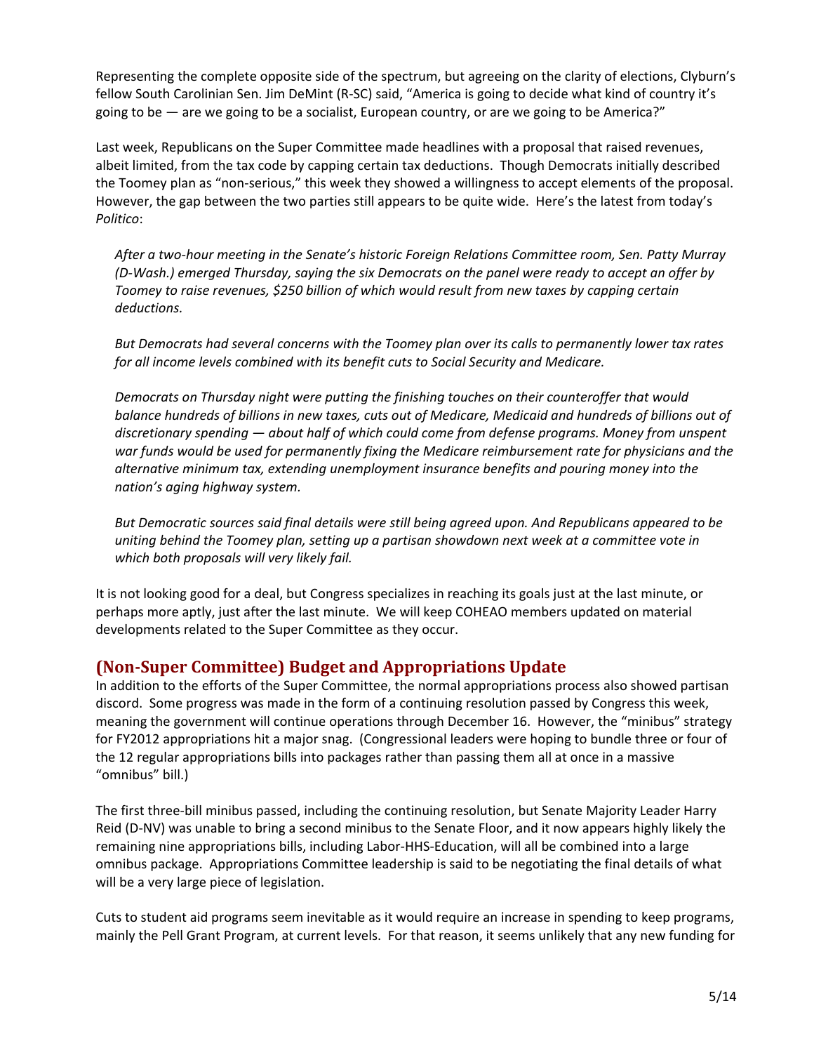Representing the complete opposite side of the spectrum, but agreeing on the clarity of elections, Clyburn's fellow South Carolinian Sen. Jim DeMint (R-SC) said, "America is going to decide what kind of country it's going to be — are we going to be a socialist, European country, or are we going to be America?"

Last week, Republicans on the Super Committee made headlines with a proposal that raised revenues, albeit limited, from the tax code by capping certain tax deductions. Though Democrats initially described the Toomey plan as "non-serious," this week they showed a willingness to accept elements of the proposal. However, the gap between the two parties still appears to be quite wide. Here's the latest from today's *Politico*:

> *After a two-hour meeting in the Senate's historic Foreign Relations Committee room, Sen. Patty Murray (D-Wash.) emerged Thursday, saying the six Democrats on the panel were ready to accept an offer by Toomey to raise revenues, $250 billion of which would result from new taxes by capping certain deductions.*
>
> *But Democrats had several concerns with the Toomey plan over its calls to permanently lower tax rates for all income levels combined with its benefit cuts to Social Security and Medicare.*
>
> *Democrats on Thursday night were putting the finishing touches on their counteroffer that would balance hundreds of billions in new taxes, cuts out of Medicare, Medicaid and hundreds of billions out of discretionary spending — about half of which could come from defense programs. Money from unspent war funds would be used for permanently fixing the Medicare reimbursement rate for physicians and the alternative minimum tax, extending unemployment insurance benefits and pouring money into the nation's aging highway system.*
>
> *But Democratic sources said final details were still being agreed upon. And Republicans appeared to be uniting behind the Toomey plan, setting up a partisan showdown next week at a committee vote in which both proposals will very likely fail.*

It is not looking good for a deal, but Congress specializes in reaching its goals just at the last minute, or perhaps more aptly, just after the last minute. We will keep COHEAO members updated on material developments related to the Super Committee as they occur.

## (Non-Super Committee) Budget and Appropriations Update

In addition to the efforts of the Super Committee, the normal appropriations process also showed partisan discord. Some progress was made in the form of a continuing resolution passed by Congress this week, meaning the government will continue operations through December 16. However, the "minibus" strategy for FY2012 appropriations hit a major snag. (Congressional leaders were hoping to bundle three or four of the 12 regular appropriations bills into packages rather than passing them all at once in a massive "omnibus" bill.)

The first three-bill minibus passed, including the continuing resolution, but Senate Majority Leader Harry Reid (D-NV) was unable to bring a second minibus to the Senate Floor, and it now appears highly likely the remaining nine appropriations bills, including Labor-HHS-Education, will all be combined into a large omnibus package. Appropriations Committee leadership is said to be negotiating the final details of what will be a very large piece of legislation.

Cuts to student aid programs seem inevitable as it would require an increase in spending to keep programs, mainly the Pell Grant Program, at current levels. For that reason, it seems unlikely that any new funding for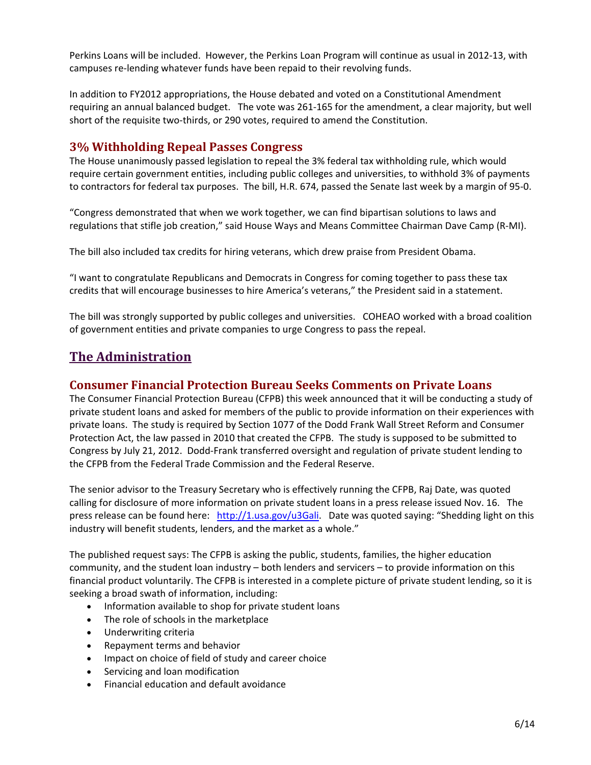Perkins Loans will be included. However, the Perkins Loan Program will continue as usual in 2012-13, with campuses re-lending whatever funds have been repaid to their revolving funds.

In addition to FY2012 appropriations, the House debated and voted on a Constitutional Amendment requiring an annual balanced budget. The vote was 261-165 for the amendment, a clear majority, but well short of the requisite two-thirds, or 290 votes, required to amend the Constitution.

### 3% Withholding Repeal Passes Congress

The House unanimously passed legislation to repeal the 3% federal tax withholding rule, which would require certain government entities, including public colleges and universities, to withhold 3% of payments to contractors for federal tax purposes. The bill, H.R. 674, passed the Senate last week by a margin of 95-0.

"Congress demonstrated that when we work together, we can find bipartisan solutions to laws and regulations that stifle job creation," said House Ways and Means Committee Chairman Dave Camp (R-MI).

The bill also included tax credits for hiring veterans, which drew praise from President Obama.

"I want to congratulate Republicans and Democrats in Congress for coming together to pass these tax credits that will encourage businesses to hire America's veterans," the President said in a statement.

The bill was strongly supported by public colleges and universities. COHEAO worked with a broad coalition of government entities and private companies to urge Congress to pass the repeal.

## The Administration

### Consumer Financial Protection Bureau Seeks Comments on Private Loans

The Consumer Financial Protection Bureau (CFPB) this week announced that it will be conducting a study of private student loans and asked for members of the public to provide information on their experiences with private loans. The study is required by Section 1077 of the Dodd Frank Wall Street Reform and Consumer Protection Act, the law passed in 2010 that created the CFPB. The study is supposed to be submitted to Congress by July 21, 2012. Dodd-Frank transferred oversight and regulation of private student lending to the CFPB from the Federal Trade Commission and the Federal Reserve.

The senior advisor to the Treasury Secretary who is effectively running the CFPB, Raj Date, was quoted calling for disclosure of more information on private student loans in a press release issued Nov. 16. The press release can be found here: http://1.usa.gov/u3Gali. Date was quoted saying: "Shedding light on this industry will benefit students, lenders, and the market as a whole."

The published request says: The CFPB is asking the public, students, families, the higher education community, and the student loan industry – both lenders and servicers – to provide information on this financial product voluntarily. The CFPB is interested in a complete picture of private student lending, so it is seeking a broad swath of information, including:

- Information available to shop for private student loans
- The role of schools in the marketplace
- Underwriting criteria
- Repayment terms and behavior
- Impact on choice of field of study and career choice
- Servicing and loan modification
- Financial education and default avoidance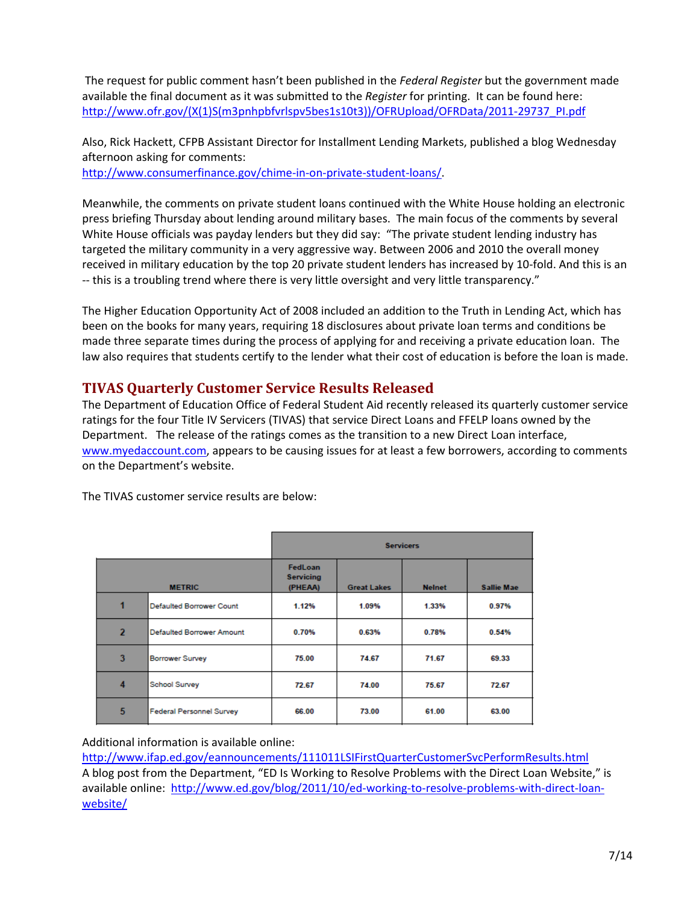The request for public comment hasn't been published in the *Federal Register* but the government made available the final document as it was submitted to the *Register* for printing. It can be found here: http://www.ofr.gov/(X(1)S(m3pnhpbfvrlspv5bes1s10t3))/OFRUpload/OFRData/2011-29737_PI.pdf

Also, Rick Hackett, CFPB Assistant Director for Installment Lending Markets, published a blog Wednesday afternoon asking for comments: http://www.consumerfinance.gov/chime-in-on-private-student-loans/.

Meanwhile, the comments on private student loans continued with the White House holding an electronic press briefing Thursday about lending around military bases. The main focus of the comments by several White House officials was payday lenders but they did say: "The private student lending industry has targeted the military community in a very aggressive way. Between 2006 and 2010 the overall money received in military education by the top 20 private student lenders has increased by 10-fold. And this is an -- this is a troubling trend where there is very little oversight and very little transparency."

The Higher Education Opportunity Act of 2008 included an addition to the Truth in Lending Act, which has been on the books for many years, requiring 18 disclosures about private loan terms and conditions be made three separate times during the process of applying for and receiving a private education loan. The law also requires that students certify to the lender what their cost of education is before the loan is made.

## TIVAS Quarterly Customer Service Results Released

The Department of Education Office of Federal Student Aid recently released its quarterly customer service ratings for the four Title IV Servicers (TIVAS) that service Direct Loans and FFELP loans owned by the Department. The release of the ratings comes as the transition to a new Direct Loan interface, www.myedaccount.com, appears to be causing issues for at least a few borrowers, according to comments on the Department's website.

The TIVAS customer service results are below:

| | | Servicers | | | |
|---|---|---|---|---|---|
| | METRIC | FedLoan Servicing (PHEAA) | Great Lakes | Nelnet | Sallie Mae |
| 1 | Defaulted Borrower Count | 1.12% | 1.09% | 1.33% | 0.97% |
| 2 | Defaulted Borrower Amount | 0.70% | 0.63% | 0.78% | 0.54% |
| 3 | Borrower Survey | 75.00 | 74.67 | 71.67 | 69.33 |
| 4 | School Survey | 72.67 | 74.00 | 75.67 | 72.67 |
| 5 | Federal Personnel Survey | 66.00 | 73.00 | 61.00 | 63.00 |

Additional information is available online: http://www.ifap.ed.gov/eannouncements/111011LSIFirstQuarterCustomerSvcPerformResults.html

A blog post from the Department, "ED Is Working to Resolve Problems with the Direct Loan Website," is available online: http://www.ed.gov/blog/2011/10/ed-working-to-resolve-problems-with-direct-loan-website/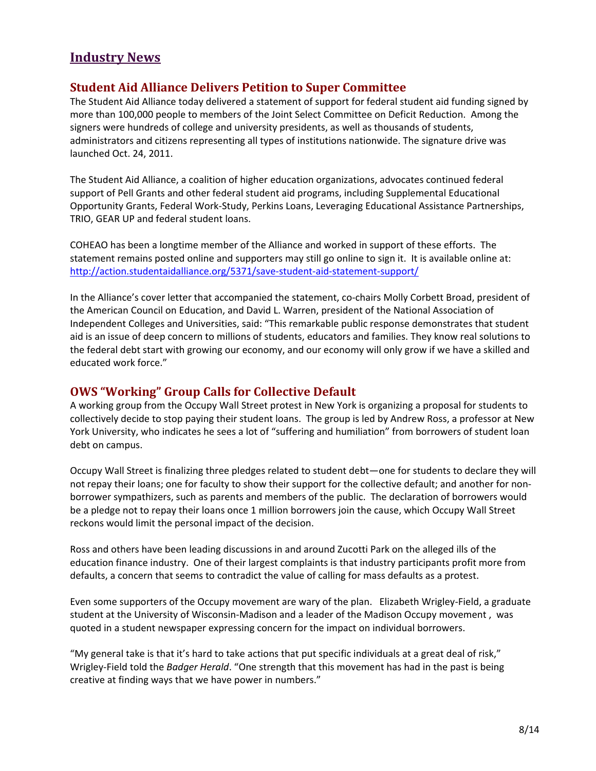# Industry News

## Student Aid Alliance Delivers Petition to Super Committee

The Student Aid Alliance today delivered a statement of support for federal student aid funding signed by more than 100,000 people to members of the Joint Select Committee on Deficit Reduction. Among the signers were hundreds of college and university presidents, as well as thousands of students, administrators and citizens representing all types of institutions nationwide. The signature drive was launched Oct. 24, 2011.

The Student Aid Alliance, a coalition of higher education organizations, advocates continued federal support of Pell Grants and other federal student aid programs, including Supplemental Educational Opportunity Grants, Federal Work-Study, Perkins Loans, Leveraging Educational Assistance Partnerships, TRIO, GEAR UP and federal student loans.

COHEAO has been a longtime member of the Alliance and worked in support of these efforts. The statement remains posted online and supporters may still go online to sign it. It is available online at: [http://action.studentaidalliance.org/5371/save-student-aid-statement-support/](http://action.studentaidalliance.org/5371/save-student-aid-statement-support/)

In the Alliance's cover letter that accompanied the statement, co-chairs Molly Corbett Broad, president of the American Council on Education, and David L. Warren, president of the National Association of Independent Colleges and Universities, said: "This remarkable public response demonstrates that student aid is an issue of deep concern to millions of students, educators and families. They know real solutions to the federal debt start with growing our economy, and our economy will only grow if we have a skilled and educated work force."

## OWS "Working" Group Calls for Collective Default

A working group from the Occupy Wall Street protest in New York is organizing a proposal for students to collectively decide to stop paying their student loans. The group is led by Andrew Ross, a professor at New York University, who indicates he sees a lot of "suffering and humiliation" from borrowers of student loan debt on campus.

Occupy Wall Street is finalizing three pledges related to student debt—one for students to declare they will not repay their loans; one for faculty to show their support for the collective default; and another for non-borrower sympathizers, such as parents and members of the public. The declaration of borrowers would be a pledge not to repay their loans once 1 million borrowers join the cause, which Occupy Wall Street reckons would limit the personal impact of the decision.

Ross and others have been leading discussions in and around Zucotti Park on the alleged ills of the education finance industry. One of their largest complaints is that industry participants profit more from defaults, a concern that seems to contradict the value of calling for mass defaults as a protest.

Even some supporters of the Occupy movement are wary of the plan. Elizabeth Wrigley-Field, a graduate student at the University of Wisconsin-Madison and a leader of the Madison Occupy movement , was quoted in a student newspaper expressing concern for the impact on individual borrowers.

"My general take is that it's hard to take actions that put specific individuals at a great deal of risk," Wrigley-Field told the *Badger Herald*. "One strength that this movement has had in the past is being creative at finding ways that we have power in numbers."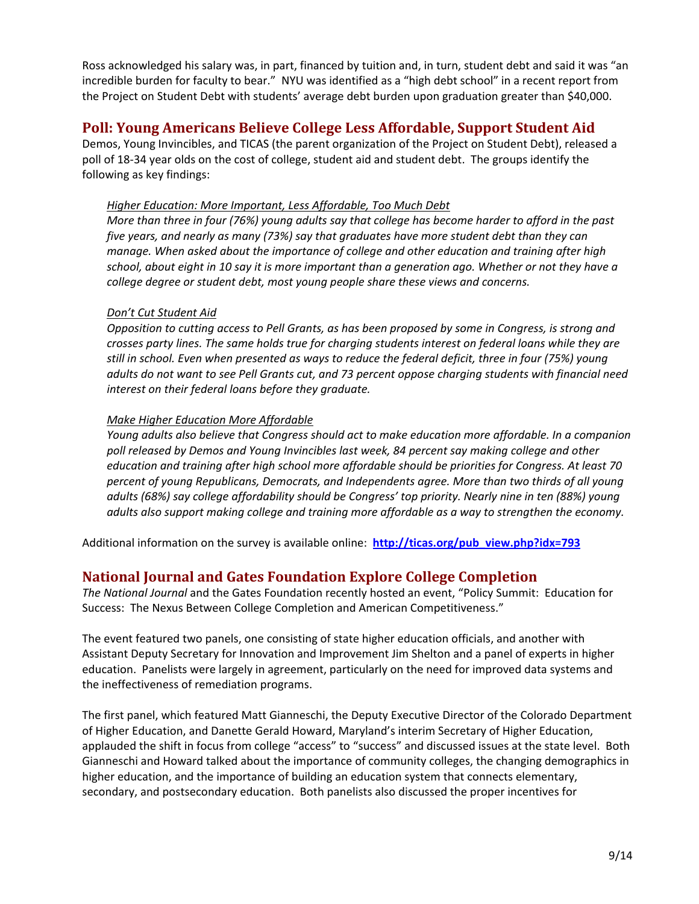Ross acknowledged his salary was, in part, financed by tuition and, in turn, student debt and said it was "an incredible burden for faculty to bear." NYU was identified as a "high debt school" in a recent report from the Project on Student Debt with students' average debt burden upon graduation greater than $40,000.

## Poll: Young Americans Believe College Less Affordable, Support Student Aid

Demos, Young Invincibles, and TICAS (the parent organization of the Project on Student Debt), released a poll of 18-34 year olds on the cost of college, student aid and student debt. The groups identify the following as key findings:

> <u>*Higher Education: More Important, Less Affordable, Too Much Debt*</u>
>
> *More than three in four (76%) young adults say that college has become harder to afford in the past five years, and nearly as many (73%) say that graduates have more student debt than they can manage. When asked about the importance of college and other education and training after high school, about eight in 10 say it is more important than a generation ago. Whether or not they have a college degree or student debt, most young people share these views and concerns.*
>
> <u>*Don't Cut Student Aid*</u>
>
> *Opposition to cutting access to Pell Grants, as has been proposed by some in Congress, is strong and crosses party lines. The same holds true for charging students interest on federal loans while they are still in school. Even when presented as ways to reduce the federal deficit, three in four (75%) young adults do not want to see Pell Grants cut, and 73 percent oppose charging students with financial need interest on their federal loans before they graduate.*
>
> <u>*Make Higher Education More Affordable*</u>
>
> *Young adults also believe that Congress should act to make education more affordable. In a companion poll released by Demos and Young Invincibles last week, 84 percent say making college and other education and training after high school more affordable should be priorities for Congress. At least 70 percent of young Republicans, Democrats, and Independents agree. More than two thirds of all young adults (68%) say college affordability should be Congress' top priority. Nearly nine in ten (88%) young adults also support making college and training more affordable as a way to strengthen the economy.*

Additional information on the survey is available online: **http://ticas.org/pub_view.php?idx=793**

## National Journal and Gates Foundation Explore College Completion

*The National Journal* and the Gates Foundation recently hosted an event, "Policy Summit: Education for Success: The Nexus Between College Completion and American Competitiveness."

The event featured two panels, one consisting of state higher education officials, and another with Assistant Deputy Secretary for Innovation and Improvement Jim Shelton and a panel of experts in higher education. Panelists were largely in agreement, particularly on the need for improved data systems and the ineffectiveness of remediation programs.

The first panel, which featured Matt Gianneschi, the Deputy Executive Director of the Colorado Department of Higher Education, and Danette Gerald Howard, Maryland's interim Secretary of Higher Education, applauded the shift in focus from college "access" to "success" and discussed issues at the state level. Both Gianneschi and Howard talked about the importance of community colleges, the changing demographics in higher education, and the importance of building an education system that connects elementary, secondary, and postsecondary education. Both panelists also discussed the proper incentives for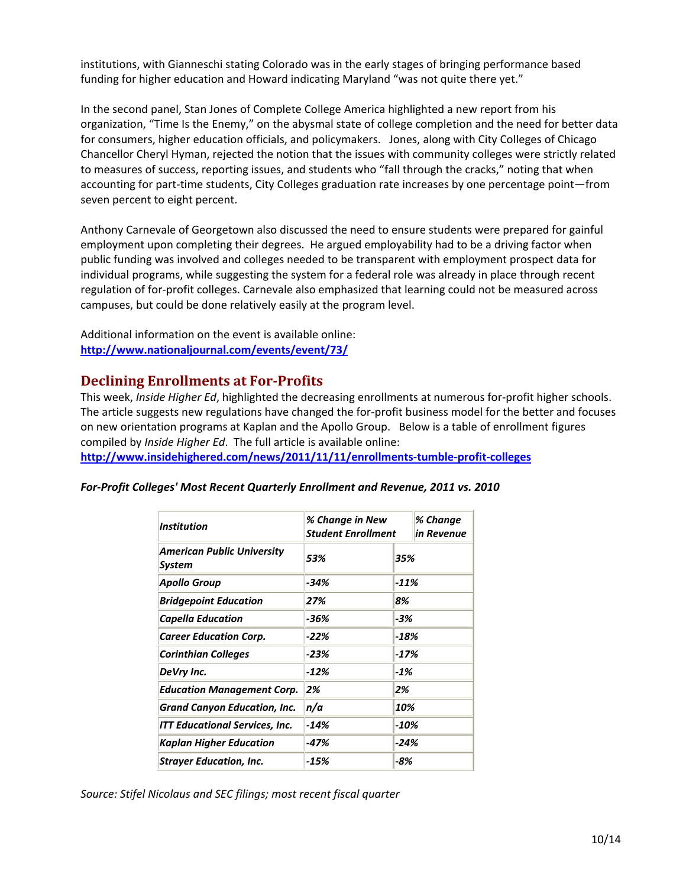institutions, with Gianneschi stating Colorado was in the early stages of bringing performance based funding for higher education and Howard indicating Maryland "was not quite there yet."

In the second panel, Stan Jones of Complete College America highlighted a new report from his organization, "Time Is the Enemy," on the abysmal state of college completion and the need for better data for consumers, higher education officials, and policymakers. Jones, along with City Colleges of Chicago Chancellor Cheryl Hyman, rejected the notion that the issues with community colleges were strictly related to measures of success, reporting issues, and students who "fall through the cracks," noting that when accounting for part-time students, City Colleges graduation rate increases by one percentage point—from seven percent to eight percent.

Anthony Carnevale of Georgetown also discussed the need to ensure students were prepared for gainful employment upon completing their degrees. He argued employability had to be a driving factor when public funding was involved and colleges needed to be transparent with employment prospect data for individual programs, while suggesting the system for a federal role was already in place through recent regulation of for-profit colleges. Carnevale also emphasized that learning could not be measured across campuses, but could be done relatively easily at the program level.

Additional information on the event is available online:
**http://www.nationaljournal.com/events/event/73/**

## Declining Enrollments at For-Profits

This week, *Inside Higher Ed*, highlighted the decreasing enrollments at numerous for-profit higher schools. The article suggests new regulations have changed the for-profit business model for the better and focuses on new orientation programs at Kaplan and the Apollo Group. Below is a table of enrollment figures compiled by *Inside Higher Ed*. The full article is available online:
**http://www.insidehighered.com/news/2011/11/11/enrollments-tumble-profit-colleges**

***For-Profit Colleges' Most Recent Quarterly Enrollment and Revenue, 2011 vs. 2010***

| *Institution* | *% Change in New Student Enrollment* | *% Change in Revenue* |
|---|---|---|
| *American Public University System* | *53%* | *35%* |
| *Apollo Group* | *-34%* | *-11%* |
| *Bridgepoint Education* | *27%* | *8%* |
| *Capella Education* | *-36%* | *-3%* |
| *Career Education Corp.* | *-22%* | *-18%* |
| *Corinthian Colleges* | *-23%* | *-17%* |
| *DeVry Inc.* | *-12%* | *-1%* |
| *Education Management Corp.* | *2%* | *2%* |
| *Grand Canyon Education, Inc.* | *n/a* | *10%* |
| *ITT Educational Services, Inc.* | *-14%* | *-10%* |
| *Kaplan Higher Education* | *-47%* | *-24%* |
| *Strayer Education, Inc.* | *-15%* | *-8%* |

*Source: Stifel Nicolaus and SEC filings; most recent fiscal quarter*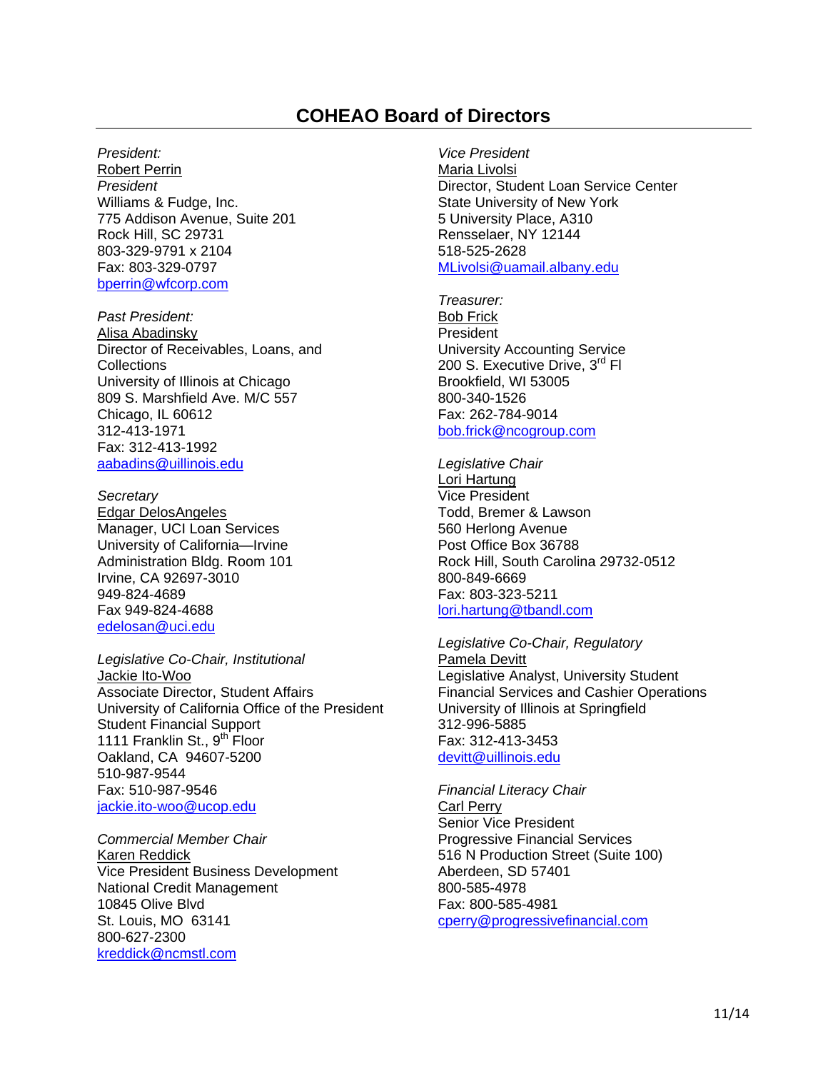# COHEAO Board of Directors

*President:*
Robert Perrin
*President*
Williams & Fudge, Inc.
775 Addison Avenue, Suite 201
Rock Hill, SC 29731
803-329-9791 x 2104
Fax: 803-329-0797
bperrin@wfcorp.com

*Past President:*
Alisa Abadinsky
Director of Receivables, Loans, and Collections
University of Illinois at Chicago
809 S. Marshfield Ave. M/C 557
Chicago, IL 60612
312-413-1971
Fax: 312-413-1992
aabadins@uillinois.edu

*Secretary*
Edgar DelosAngeles
Manager, UCI Loan Services
University of California—Irvine
Administration Bldg. Room 101
Irvine, CA 92697-3010
949-824-4689
Fax 949-824-4688
edelosan@uci.edu

*Legislative Co-Chair, Institutional*
Jackie Ito-Woo
Associate Director, Student Affairs
University of California Office of the President
Student Financial Support
1111 Franklin St., 9th Floor
Oakland, CA 94607-5200
510-987-9544
Fax: 510-987-9546
jackie.ito-woo@ucop.edu

*Commercial Member Chair*
Karen Reddick
Vice President Business Development
National Credit Management
10845 Olive Blvd
St. Louis, MO 63141
800-627-2300
kreddick@ncmstl.com

*Vice President*
Maria Livolsi
Director, Student Loan Service Center
State University of New York
5 University Place, A310
Rensselaer, NY 12144
518-525-2628
MLivolsi@uamail.albany.edu

*Treasurer:*
Bob Frick
President
University Accounting Service
200 S. Executive Drive, 3rd Fl
Brookfield, WI 53005
800-340-1526
Fax: 262-784-9014
bob.frick@ncogroup.com

*Legislative Chair*
Lori Hartung
Vice President
Todd, Bremer & Lawson
560 Herlong Avenue
Post Office Box 36788
Rock Hill, South Carolina 29732-0512
800-849-6669
Fax: 803-323-5211
lori.hartung@tbandl.com

*Legislative Co-Chair, Regulatory*
Pamela Devitt
Legislative Analyst, University Student Financial Services and Cashier Operations
University of Illinois at Springfield
312-996-5885
Fax: 312-413-3453
devitt@uillinois.edu

*Financial Literacy Chair*
Carl Perry
Senior Vice President
Progressive Financial Services
516 N Production Street (Suite 100)
Aberdeen, SD 57401
800-585-4978
Fax: 800-585-4981
cperry@progressivefinancial.com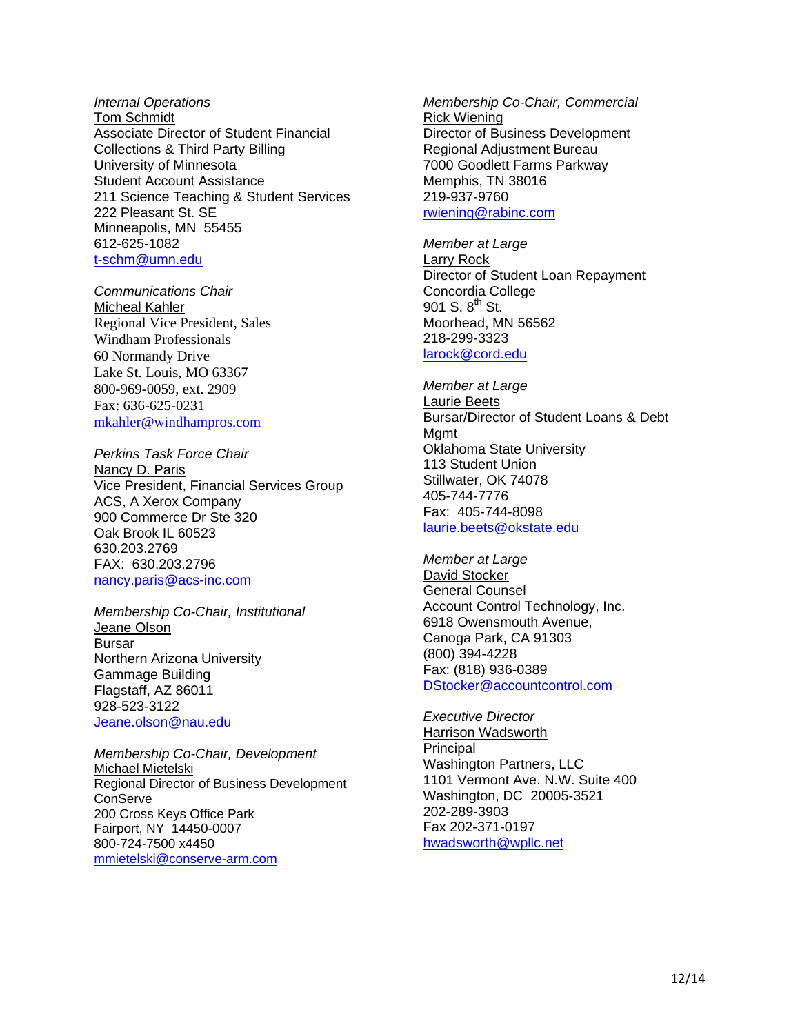*Internal Operations*
Tom Schmidt
Associate Director of Student Financial Collections & Third Party Billing
University of Minnesota
Student Account Assistance
211 Science Teaching & Student Services
222 Pleasant St. SE
Minneapolis, MN 55455
612-625-1082
t-schm@umn.edu

*Communications Chair*
Micheal Kahler
Regional Vice President, Sales
Windham Professionals
60 Normandy Drive
Lake St. Louis, MO 63367
800-969-0059, ext. 2909
Fax: 636-625-0231
mkahler@windhampros.com

*Perkins Task Force Chair*
Nancy D. Paris
Vice President, Financial Services Group
ACS, A Xerox Company
900 Commerce Dr Ste 320
Oak Brook IL 60523
630.203.2769
FAX: 630.203.2796
nancy.paris@acs-inc.com

*Membership Co-Chair, Institutional*
Jeane Olson
Bursar
Northern Arizona University
Gammage Building
Flagstaff, AZ 86011
928-523-3122
Jeane.olson@nau.edu

*Membership Co-Chair, Development*
Michael Mietelski
Regional Director of Business Development
ConServe
200 Cross Keys Office Park
Fairport, NY 14450-0007
800-724-7500 x4450
mmietelski@conserve-arm.com

*Membership Co-Chair, Commercial*
Rick Wiening
Director of Business Development
Regional Adjustment Bureau
7000 Goodlett Farms Parkway
Memphis, TN 38016
219-937-9760
rwiening@rabinc.com

*Member at Large*
Larry Rock
Director of Student Loan Repayment
Concordia College
901 S. 8th St.
Moorhead, MN 56562
218-299-3323
larock@cord.edu

*Member at Large*
Laurie Beets
Bursar/Director of Student Loans & Debt Mgmt
Oklahoma State University
113 Student Union
Stillwater, OK 74078
405-744-7776
Fax: 405-744-8098
laurie.beets@okstate.edu

*Member at Large*
David Stocker
General Counsel
Account Control Technology, Inc.
6918 Owensmouth Avenue,
Canoga Park, CA 91303
(800) 394-4228
Fax: (818) 936-0389
DStocker@accountcontrol.com

*Executive Director*
Harrison Wadsworth
Principal
Washington Partners, LLC
1101 Vermont Ave. N.W. Suite 400
Washington, DC 20005-3521
202-289-3903
Fax 202-371-0197
hwadsworth@wpllc.net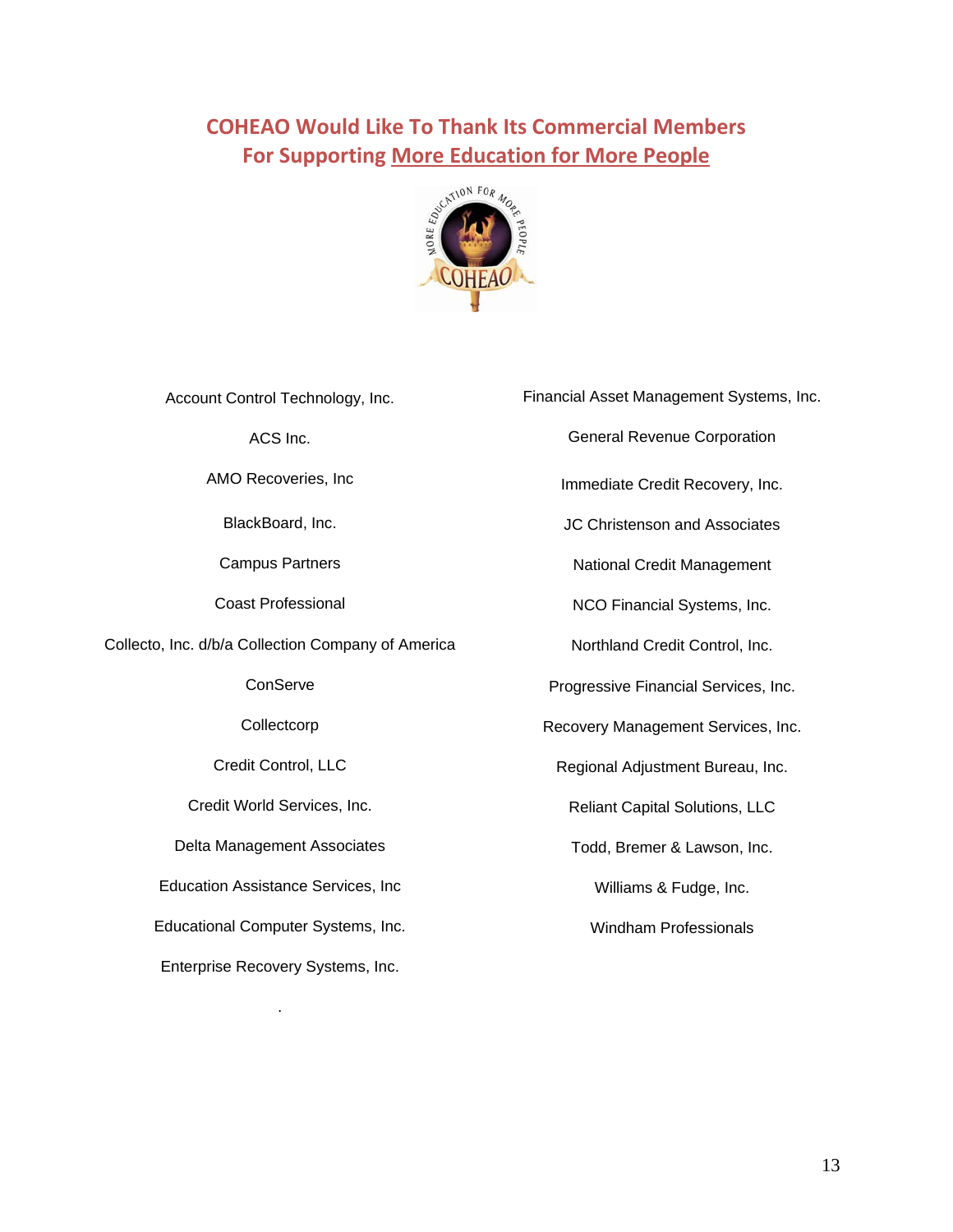## COHEAO Would Like To Thank Its Commercial Members For Supporting More Education for More People

Account Control Technology, Inc.

ACS Inc.

AMO Recoveries, Inc

BlackBoard, Inc.

Campus Partners

Coast Professional

Collecto, Inc. d/b/a Collection Company of America

ConServe

Collectcorp

Credit Control, LLC

Credit World Services, Inc.

Delta Management Associates

Education Assistance Services, Inc

Educational Computer Systems, Inc.

Enterprise Recovery Systems, Inc.

Financial Asset Management Systems, Inc.

General Revenue Corporation

Immediate Credit Recovery, Inc.

JC Christenson and Associates

National Credit Management

NCO Financial Systems, Inc.

Northland Credit Control, Inc.

Progressive Financial Services, Inc.

Recovery Management Services, Inc.

Regional Adjustment Bureau, Inc.

Reliant Capital Solutions, LLC

Todd, Bremer & Lawson, Inc.

Williams & Fudge, Inc.

Windham Professionals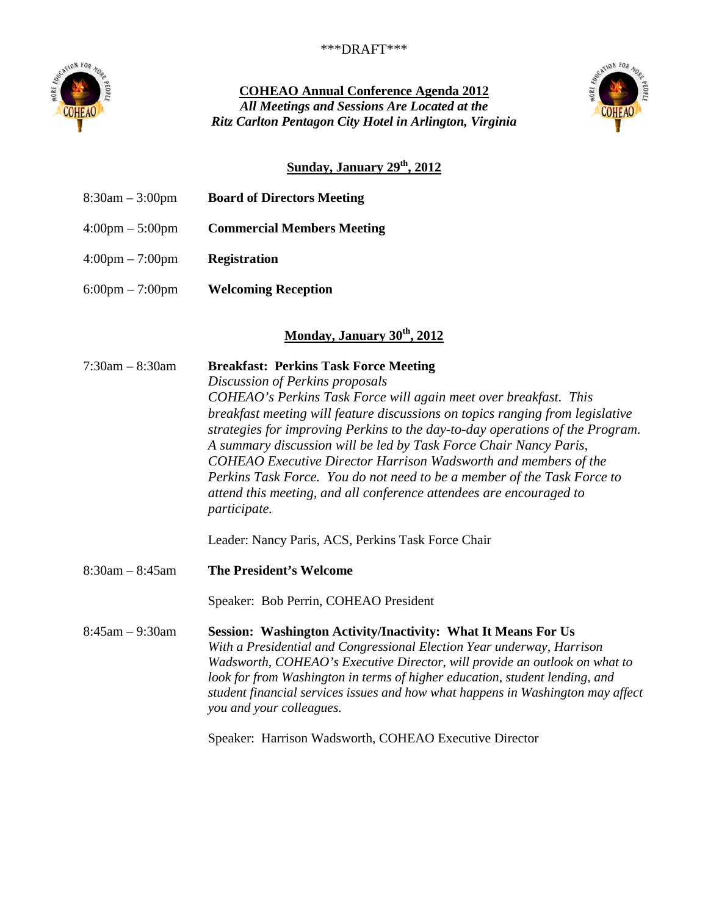***DRAFT***

**COHEAO Annual Conference Agenda 2012**

***All Meetings and Sessions Are Located at the Ritz Carlton Pentagon City Hotel in Arlington, Virginia***

## Sunday, January 29th, 2012

8:30am – 3:00pm **Board of Directors Meeting**

4:00pm – 5:00pm **Commercial Members Meeting**

4:00pm – 7:00pm **Registration**

6:00pm – 7:00pm **Welcoming Reception**

## Monday, January 30th, 2012

7:30am – 8:30am **Breakfast: Perkins Task Force Meeting**

*Discussion of Perkins proposals*

*COHEAO's Perkins Task Force will again meet over breakfast. This breakfast meeting will feature discussions on topics ranging from legislative strategies for improving Perkins to the day-to-day operations of the Program. A summary discussion will be led by Task Force Chair Nancy Paris, COHEAO Executive Director Harrison Wadsworth and members of the Perkins Task Force. You do not need to be a member of the Task Force to attend this meeting, and all conference attendees are encouraged to participate.*

Leader: Nancy Paris, ACS, Perkins Task Force Chair

8:30am – 8:45am **The President's Welcome**

Speaker: Bob Perrin, COHEAO President

8:45am – 9:30am **Session: Washington Activity/Inactivity: What It Means For Us**

*With a Presidential and Congressional Election Year underway, Harrison Wadsworth, COHEAO's Executive Director, will provide an outlook on what to look for from Washington in terms of higher education, student lending, and student financial services issues and how what happens in Washington may affect you and your colleagues.*

Speaker: Harrison Wadsworth, COHEAO Executive Director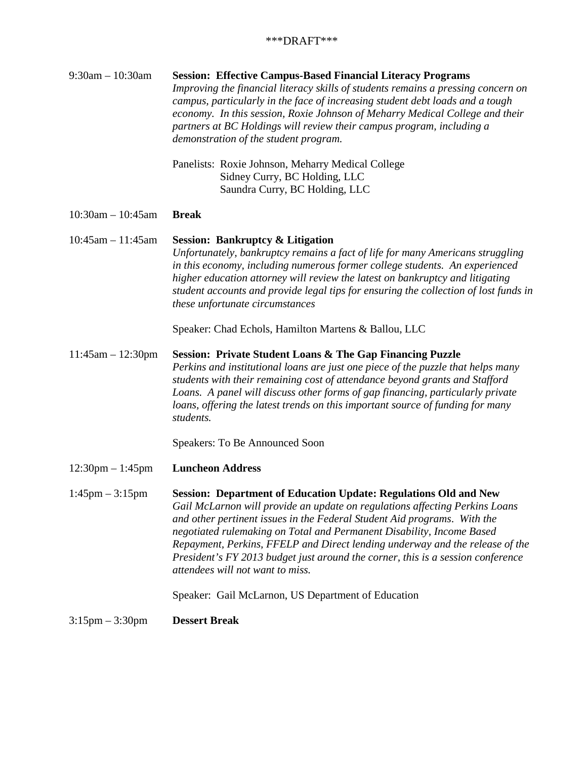***DRAFT***

9:30am – 10:30am **Session: Effective Campus-Based Financial Literacy Programs**

*Improving the financial literacy skills of students remains a pressing concern on campus, particularly in the face of increasing student debt loads and a tough economy. In this session, Roxie Johnson of Meharry Medical College and their partners at BC Holdings will review their campus program, including a demonstration of the student program.*

Panelists: Roxie Johnson, Meharry Medical College
Sidney Curry, BC Holding, LLC
Saundra Curry, BC Holding, LLC

10:30am – 10:45am **Break**

10:45am – 11:45am **Session: Bankruptcy & Litigation**

*Unfortunately, bankruptcy remains a fact of life for many Americans struggling in this economy, including numerous former college students. An experienced higher education attorney will review the latest on bankruptcy and litigating student accounts and provide legal tips for ensuring the collection of lost funds in these unfortunate circumstances*

Speaker: Chad Echols, Hamilton Martens & Ballou, LLC

11:45am – 12:30pm **Session: Private Student Loans & The Gap Financing Puzzle**

*Perkins and institutional loans are just one piece of the puzzle that helps many students with their remaining cost of attendance beyond grants and Stafford Loans. A panel will discuss other forms of gap financing, particularly private loans, offering the latest trends on this important source of funding for many students.*

Speakers: To Be Announced Soon

12:30pm – 1:45pm **Luncheon Address**

1:45pm – 3:15pm **Session: Department of Education Update: Regulations Old and New**

*Gail McLarnon will provide an update on regulations affecting Perkins Loans and other pertinent issues in the Federal Student Aid programs. With the negotiated rulemaking on Total and Permanent Disability, Income Based Repayment, Perkins, FFELP and Direct lending underway and the release of the President's FY 2013 budget just around the corner, this is a session conference attendees will not want to miss.*

Speaker: Gail McLarnon, US Department of Education

3:15pm – 3:30pm **Dessert Break**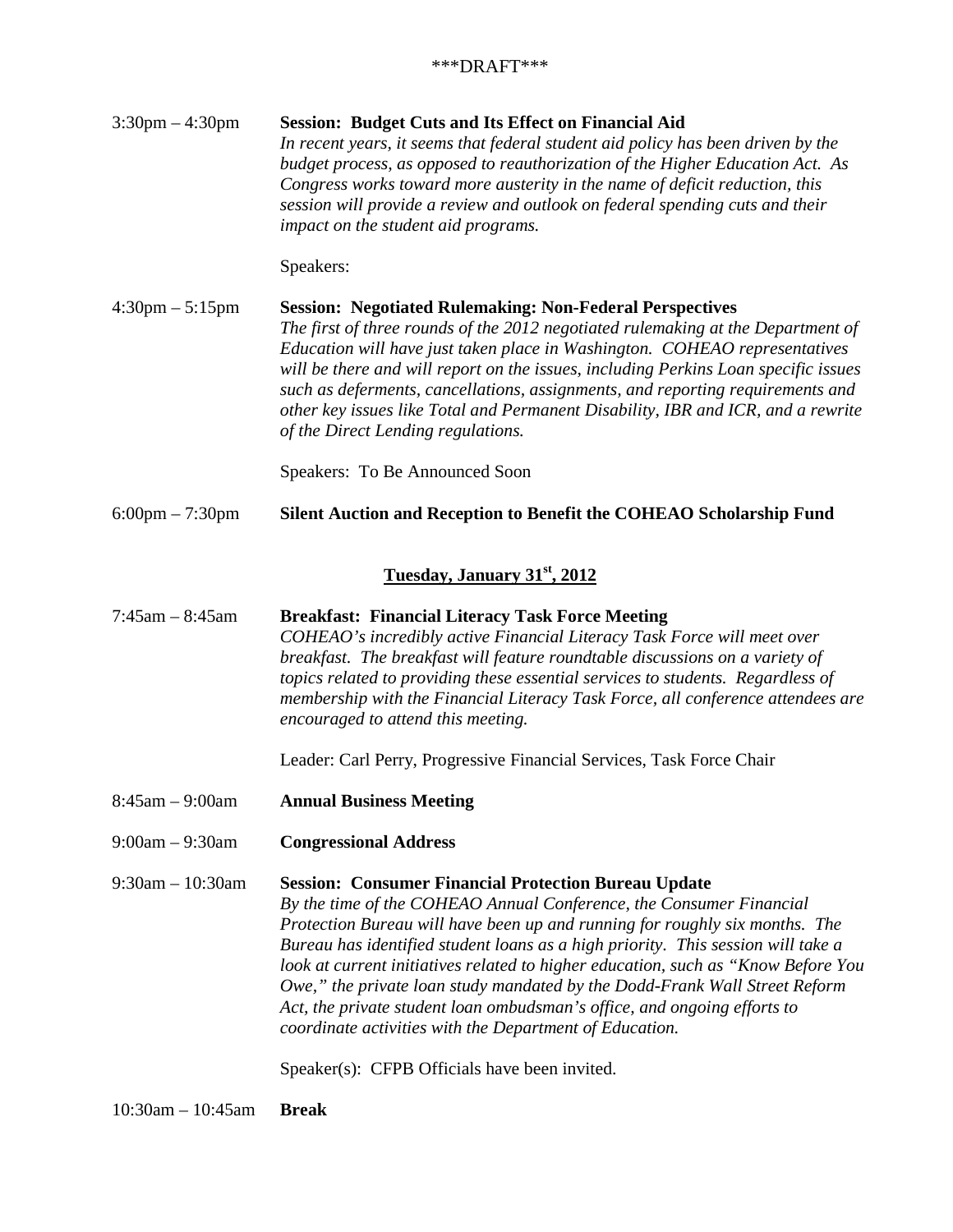***DRAFT***

3:30pm – 4:30pm **Session: Budget Cuts and Its Effect on Financial Aid**

*In recent years, it seems that federal student aid policy has been driven by the budget process, as opposed to reauthorization of the Higher Education Act. As Congress works toward more austerity in the name of deficit reduction, this session will provide a review and outlook on federal spending cuts and their impact on the student aid programs.*

Speakers:

4:30pm – 5:15pm **Session: Negotiated Rulemaking: Non-Federal Perspectives**

*The first of three rounds of the 2012 negotiated rulemaking at the Department of Education will have just taken place in Washington. COHEAO representatives will be there and will report on the issues, including Perkins Loan specific issues such as deferments, cancellations, assignments, and reporting requirements and other key issues like Total and Permanent Disability, IBR and ICR, and a rewrite of the Direct Lending regulations.*

Speakers: To Be Announced Soon

6:00pm – 7:30pm **Silent Auction and Reception to Benefit the COHEAO Scholarship Fund**

## Tuesday, January 31st, 2012

7:45am – 8:45am **Breakfast: Financial Literacy Task Force Meeting**

*COHEAO's incredibly active Financial Literacy Task Force will meet over breakfast. The breakfast will feature roundtable discussions on a variety of topics related to providing these essential services to students. Regardless of membership with the Financial Literacy Task Force, all conference attendees are encouraged to attend this meeting.*

Leader: Carl Perry, Progressive Financial Services, Task Force Chair

8:45am – 9:00am **Annual Business Meeting**

9:00am – 9:30am **Congressional Address**

9:30am – 10:30am **Session: Consumer Financial Protection Bureau Update**

*By the time of the COHEAO Annual Conference, the Consumer Financial Protection Bureau will have been up and running for roughly six months. The Bureau has identified student loans as a high priority. This session will take a look at current initiatives related to higher education, such as "Know Before You Owe," the private loan study mandated by the Dodd-Frank Wall Street Reform Act, the private student loan ombudsman's office, and ongoing efforts to coordinate activities with the Department of Education.*

Speaker(s): CFPB Officials have been invited.

10:30am – 10:45am **Break**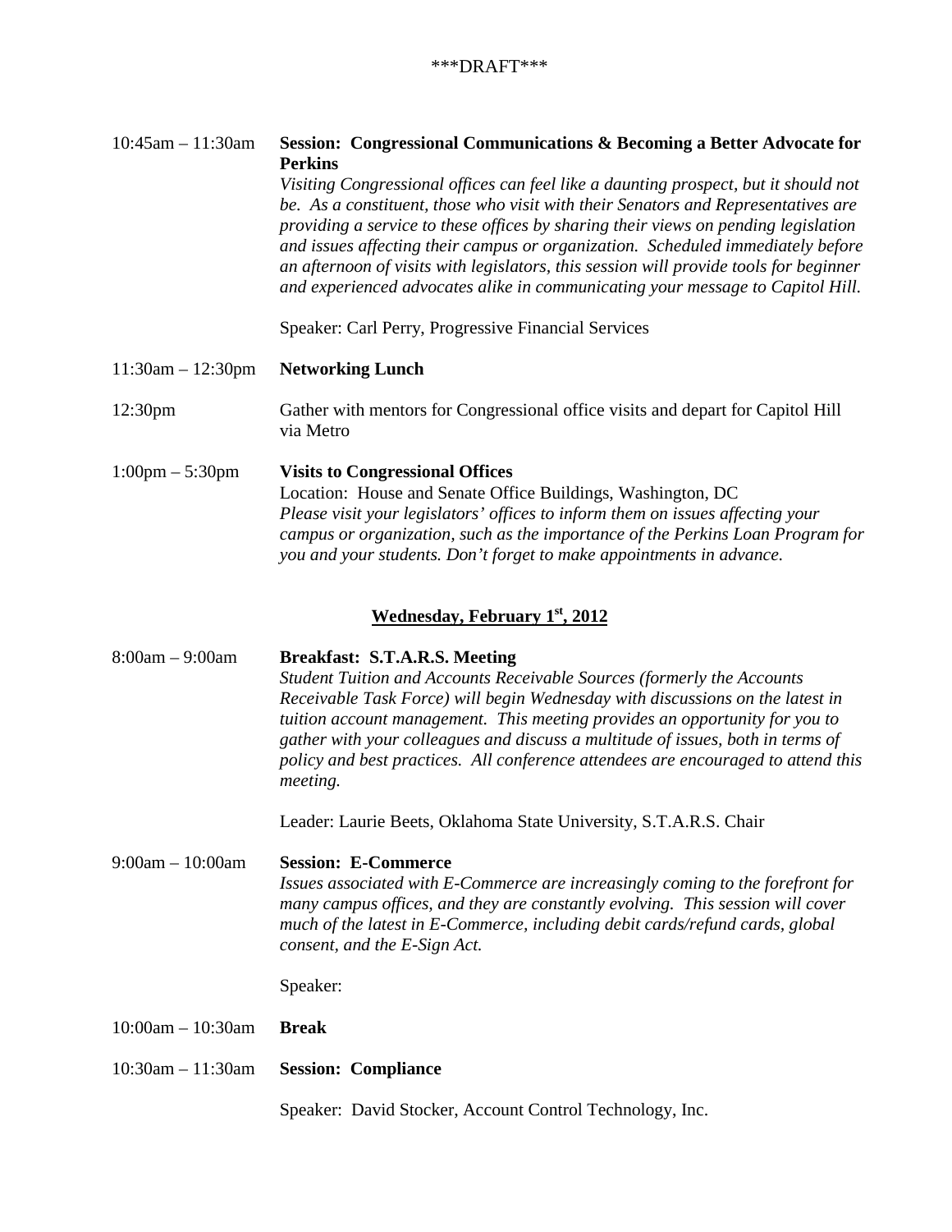\*\*\*DRAFT\*\*\*

10:45am – 11:30am **Session: Congressional Communications & Becoming a Better Advocate for Perkins**

*Visiting Congressional offices can feel like a daunting prospect, but it should not be. As a constituent, those who visit with their Senators and Representatives are providing a service to these offices by sharing their views on pending legislation and issues affecting their campus or organization. Scheduled immediately before an afternoon of visits with legislators, this session will provide tools for beginner and experienced advocates alike in communicating your message to Capitol Hill.*

Speaker: Carl Perry, Progressive Financial Services

11:30am – 12:30pm **Networking Lunch**

12:30pm Gather with mentors for Congressional office visits and depart for Capitol Hill via Metro

1:00pm – 5:30pm **Visits to Congressional Offices**

Location: House and Senate Office Buildings, Washington, DC

*Please visit your legislators' offices to inform them on issues affecting your campus or organization, such as the importance of the Perkins Loan Program for you and your students. Don't forget to make appointments in advance.*

## Wednesday, February 1st, 2012

8:00am – 9:00am **Breakfast: S.T.A.R.S. Meeting**

*Student Tuition and Accounts Receivable Sources (formerly the Accounts Receivable Task Force) will begin Wednesday with discussions on the latest in tuition account management. This meeting provides an opportunity for you to gather with your colleagues and discuss a multitude of issues, both in terms of policy and best practices. All conference attendees are encouraged to attend this meeting.*

Leader: Laurie Beets, Oklahoma State University, S.T.A.R.S. Chair

9:00am – 10:00am **Session: E-Commerce**

*Issues associated with E-Commerce are increasingly coming to the forefront for many campus offices, and they are constantly evolving. This session will cover much of the latest in E-Commerce, including debit cards/refund cards, global consent, and the E-Sign Act.*

Speaker:

10:00am – 10:30am **Break**

10:30am – 11:30am **Session: Compliance**

Speaker: David Stocker, Account Control Technology, Inc.